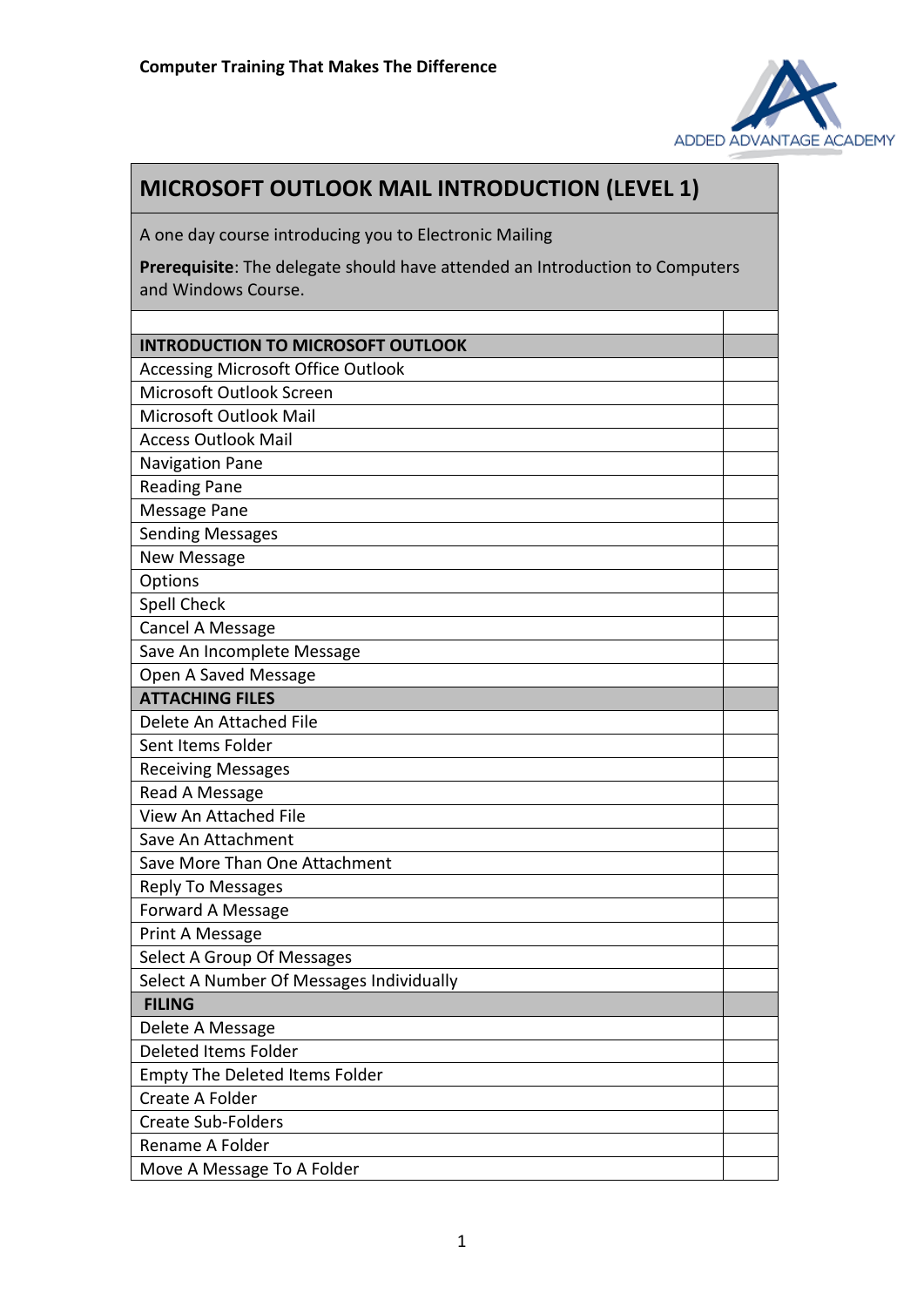**Computer Training That Makes The Difference**

ADDED ADVANTAGE ACADEMY

# MICROSOFT OUTLOOK MAIL INTRODUCTION (LEVEL 1)

A one day course introducing you to Electronic Mailing

**Prerequisite**: The delegate should have attended an Introduction to Computers and Windows Course.

| | |
|---|---|
| **INTRODUCTION TO MICROSOFT OUTLOOK** | |
| Accessing Microsoft Office Outlook | |
| Microsoft Outlook Screen | |
| Microsoft Outlook Mail | |
| Access Outlook Mail | |
| Navigation Pane | |
| Reading Pane | |
| Message Pane | |
| Sending Messages | |
| New Message | |
| Options | |
| Spell Check | |
| Cancel A Message | |
| Save An Incomplete Message | |
| Open A Saved Message | |
| **ATTACHING FILES** | |
| Delete An Attached File | |
| Sent Items Folder | |
| Receiving Messages | |
| Read A Message | |
| View An Attached File | |
| Save An Attachment | |
| Save More Than One Attachment | |
| Reply To Messages | |
| Forward A Message | |
| Print A Message | |
| Select A Group Of Messages | |
| Select A Number Of Messages Individually | |
| **FILING** | |
| Delete A Message | |
| Deleted Items Folder | |
| Empty The Deleted Items Folder | |
| Create A Folder | |
| Create Sub-Folders | |
| Rename A Folder | |
| Move A Message To A Folder | |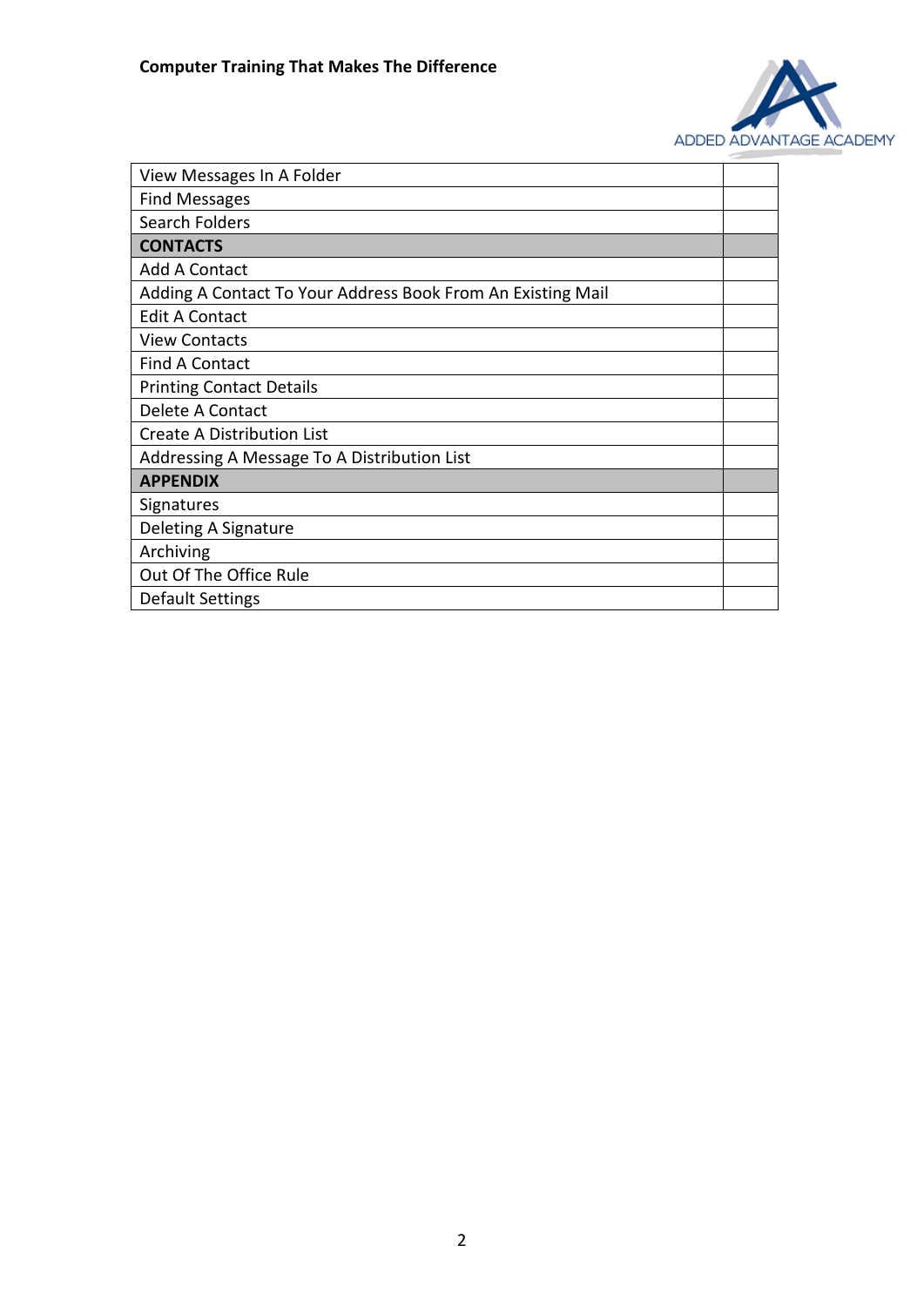| | |
|---|---|
| View Messages In A Folder | |
| Find Messages | |
| Search Folders | |
| **CONTACTS** | |
| Add A Contact | |
| Adding A Contact To Your Address Book From An Existing Mail | |
| Edit A Contact | |
| View Contacts | |
| Find A Contact | |
| Printing Contact Details | |
| Delete A Contact | |
| Create A Distribution List | |
| Addressing A Message To A Distribution List | |
| **APPENDIX** | |
| Signatures | |
| Deleting A Signature | |
| Archiving | |
| Out Of The Office Rule | |
| Default Settings | |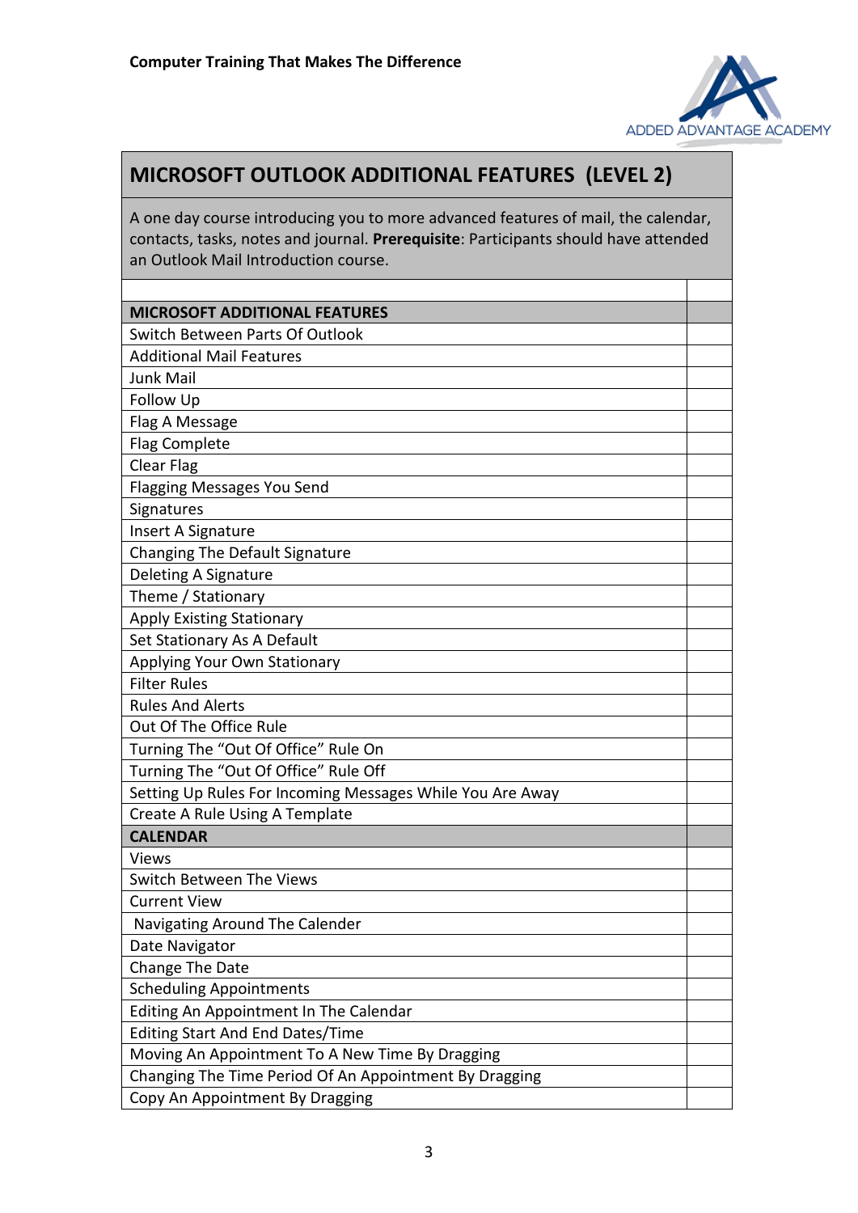**Computer Training That Makes The Difference**

ADDED ADVANTAGE ACADEMY

# MICROSOFT OUTLOOK ADDITIONAL FEATURES (LEVEL 2)

A one day course introducing you to more advanced features of mail, the calendar, contacts, tasks, notes and journal. **Prerequisite**: Participants should have attended an Outlook Mail Introduction course.

| | |
|---|---|
| **MICROSOFT ADDITIONAL FEATURES** | |
| Switch Between Parts Of Outlook | |
| Additional Mail Features | |
| Junk Mail | |
| Follow Up | |
| Flag A Message | |
| Flag Complete | |
| Clear Flag | |
| Flagging Messages You Send | |
| Signatures | |
| Insert A Signature | |
| Changing The Default Signature | |
| Deleting A Signature | |
| Theme / Stationary | |
| Apply Existing Stationary | |
| Set Stationary As A Default | |
| Applying Your Own Stationary | |
| Filter Rules | |
| Rules And Alerts | |
| Out Of The Office Rule | |
| Turning The “Out Of Office” Rule On | |
| Turning The “Out Of Office” Rule Off | |
| Setting Up Rules For Incoming Messages While You Are Away | |
| Create A Rule Using A Template | |
| **CALENDAR** | |
| Views | |
| Switch Between The Views | |
| Current View | |
| Navigating Around The Calender | |
| Date Navigator | |
| Change The Date | |
| Scheduling Appointments | |
| Editing An Appointment In The Calendar | |
| Editing Start And End Dates/Time | |
| Moving An Appointment To A New Time By Dragging | |
| Changing The Time Period Of An Appointment By Dragging | |
| Copy An Appointment By Dragging | |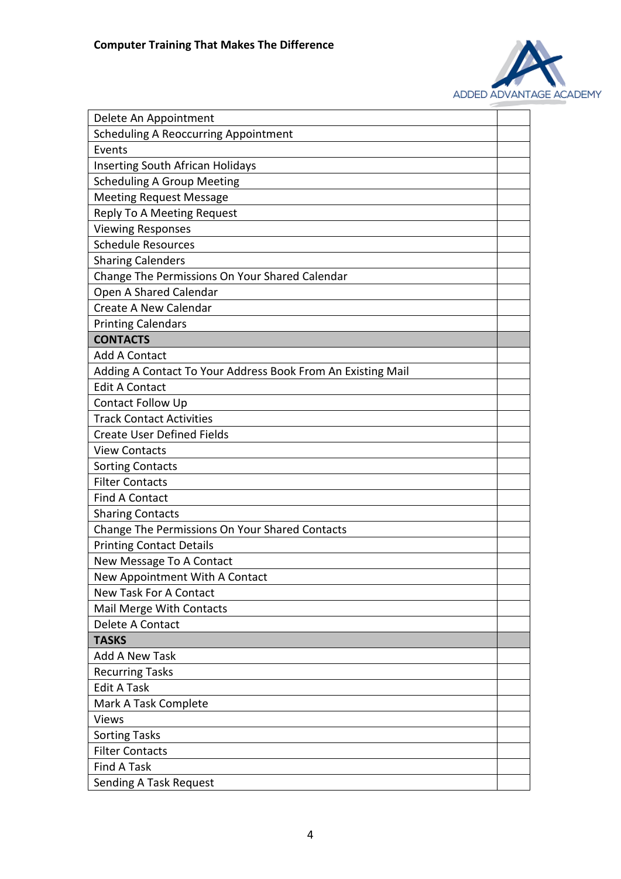| | |
|---|---|
| Delete An Appointment | |
| Scheduling A Reoccurring Appointment | |
| Events | |
| Inserting South African Holidays | |
| Scheduling A Group Meeting | |
| Meeting Request Message | |
| Reply To A Meeting Request | |
| Viewing Responses | |
| Schedule Resources | |
| Sharing Calenders | |
| Change The Permissions On Your Shared Calendar | |
| Open A Shared Calendar | |
| Create A New Calendar | |
| Printing Calendars | |
| **CONTACTS** | |
| Add A Contact | |
| Adding A Contact To Your Address Book From An Existing Mail | |
| Edit A Contact | |
| Contact Follow Up | |
| Track Contact Activities | |
| Create User Defined Fields | |
| View Contacts | |
| Sorting Contacts | |
| Filter Contacts | |
| Find A Contact | |
| Sharing Contacts | |
| Change The Permissions On Your Shared Contacts | |
| Printing Contact Details | |
| New Message To A Contact | |
| New Appointment With A Contact | |
| New Task For A Contact | |
| Mail Merge With Contacts | |
| Delete A Contact | |
| **TASKS** | |
| Add A New Task | |
| Recurring Tasks | |
| Edit A Task | |
| Mark A Task Complete | |
| Views | |
| Sorting Tasks | |
| Filter Contacts | |
| Find A Task | |
| Sending A Task Request | |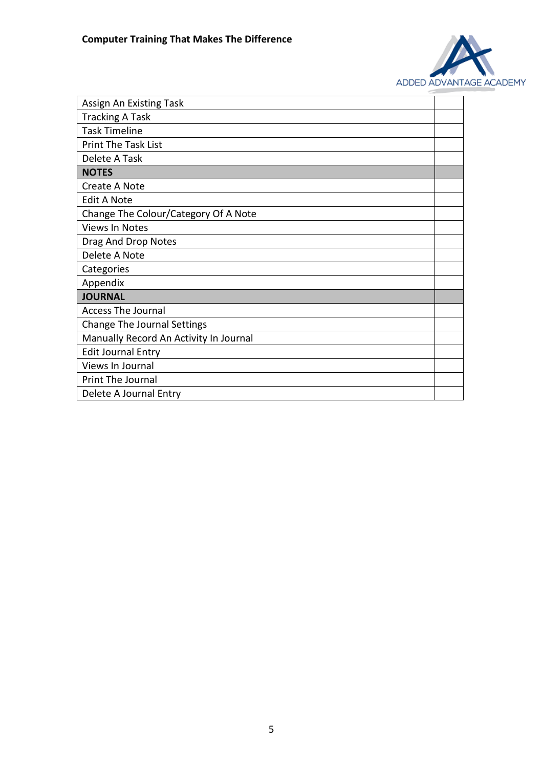| | |
|---|---|
| Assign An Existing Task | |
| Tracking A Task | |
| Task Timeline | |
| Print The Task List | |
| Delete A Task | |
| **NOTES** | |
| Create A Note | |
| Edit A Note | |
| Change The Colour/Category Of A Note | |
| Views In Notes | |
| Drag And Drop Notes | |
| Delete A Note | |
| Categories | |
| Appendix | |
| **JOURNAL** | |
| Access The Journal | |
| Change The Journal Settings | |
| Manually Record An Activity In Journal | |
| Edit Journal Entry | |
| Views In Journal | |
| Print The Journal | |
| Delete A Journal Entry | |